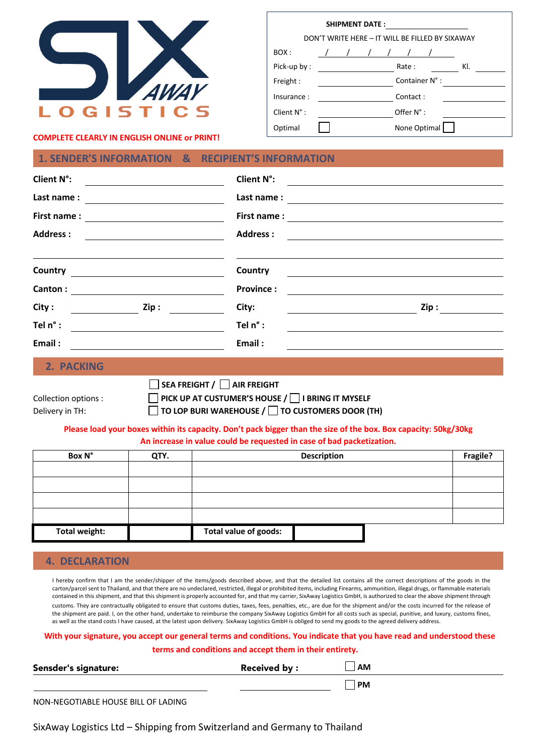SIX AWAY LOGISTICS

**COMPLETE CLEARLY IN ENGLISH ONLINE or PRINT!**

**SHIPMENT DATE :** ____________

DON'T WRITE HERE – IT WILL BE FILLED BY SIXAWAY

| | | | |
|---|---|---|---|
| BOX : | / / / / / / | | |
| Pick-up by : | | Rate : | Kl. |
| Freight : | | Container N° : | |
| Insurance : | | Contact : | |
| Client N° : | | Offer N° : | |
| Optimal | ☐ | None Optimal | ☐ |

## 1. SENDER'S INFORMATION & RECIPIENT'S INFORMATION

| Sender | | Recipient | |
|---|---|---|---|
| **Client N°:** | | **Client N°:** | |
| **Last name :** | | **Last name :** | |
| **First name :** | | **First name :** | |
| **Address :** | | **Address :** | |
| **Country** | | **Country** | |
| **Canton :** | | **Province :** | |
| **City :** | **Zip :** | **City:** | **Zip :** |
| **Tel n° :** | | **Tel n° :** | |
| **Email :** | | **Email :** | |

## 2. PACKING

☐ **SEA FREIGHT /** ☐ **AIR FREIGHT**

Collection options : ☐ **PICK UP AT CUSTUMER'S HOUSE /** ☐ **I BRING IT MYSELF**

Delivery in TH: ☐ **TO LOP BURI WAREHOUSE /** ☐ **TO CUSTOMERS DOOR (TH)**

**Please load your boxes within its capacity. Don't pack bigger than the size of the box. Box capacity: 50kg/30kg**
**An increase in value could be requested in case of bad packetization.**

| Box N° | QTY. | Description | Fragile? |
|---|---|---|---|
| | | | |
| | | | |
| | | | |
| | | | |
| **Total weight:** | | **Total value of goods:** | |

## 4. DECLARATION

I hereby confirm that I am the sender/shipper of the items/goods described above, and that the detailed list contains all the correct descriptions of the goods in the carton/parcel sent to Thailand, and that there are no undeclared, restricted, illegal or prohibited items, including Firearms, ammunition, illegal drugs, or flammable materials contained in this shipment, and that this shipment is properly accounted for, and that my carrier, SixAway Logistics GmbH, is authorized to clear the above shipment through customs. They are contractually obligated to ensure that customs duties, taxes, fees, penalties, etc., are due for the shipment and/or the costs incurred for the release of the shipment are paid. I, on the other hand, undertake to reimburse the company SixAway Logistics GmbH for all costs such as special, punitive, and luxury, customs fines, as well as the stand costs I have caused, at the latest upon delivery. SixAway Logistics GmbH is obliged to send my goods to the agreed delivery address.

**With your signature, you accept our general terms and conditions. You indicate that you have read and understood these terms and conditions and accept them in their entirety.**

**Sensder's signature:** ____________ **Received by :** ____________ ☐ **AM** ☐ **PM**

NON-NEGOTIABLE HOUSE BILL OF LADING

SixAway Logistics Ltd – Shipping from Switzerland and Germany to Thailand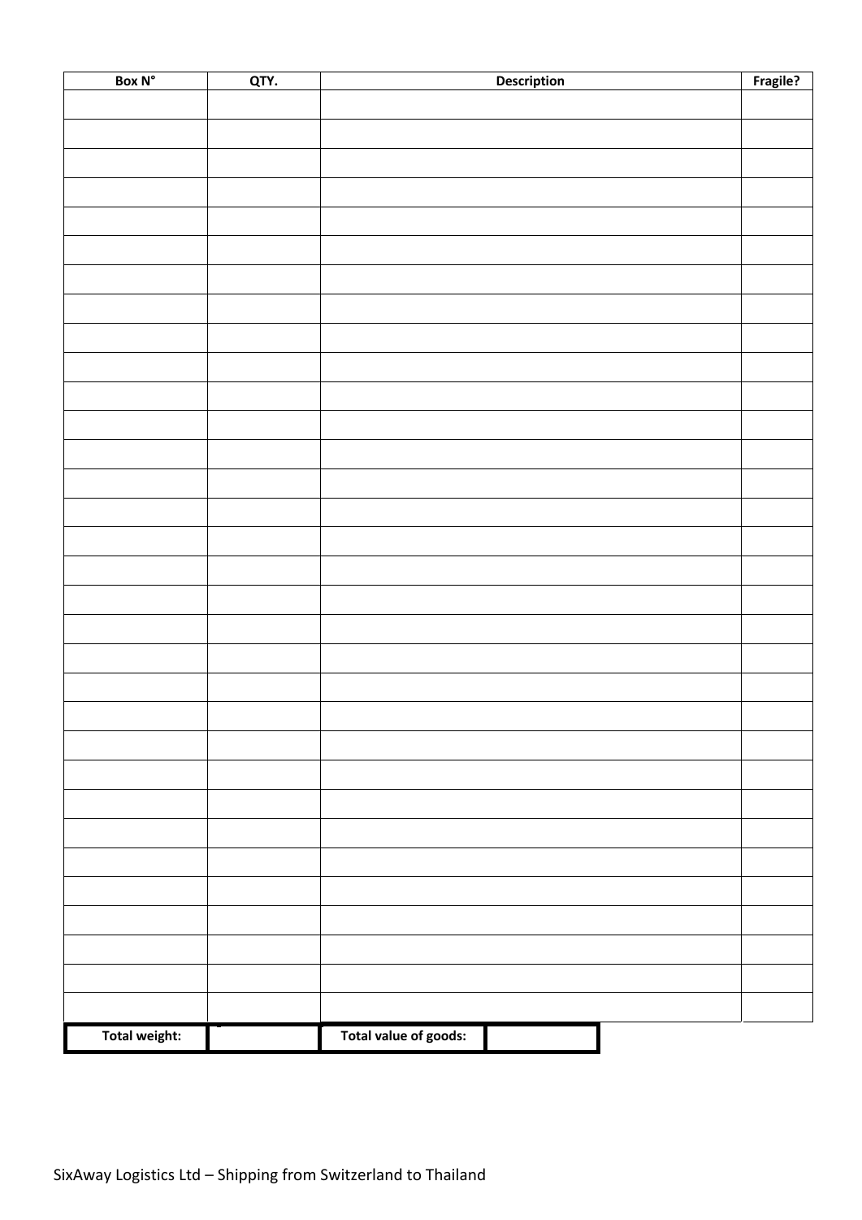| Box N° | QTY. | Description | Fragile? |
|---|---|---|---|
| | | | |
| | | | |
| | | | |
| | | | |
| | | | |
| | | | |
| | | | |
| | | | |
| | | | |
| | | | |
| | | | |
| | | | |
| | | | |
| | | | |
| | | | |
| | | | |
| | | | |
| | | | |
| | | | |
| | | | |
| | | | |
| | | | |
| | | | |
| | | | |
| | | | |
| | | | |
| | | | |
| | | | |
| | | | |
| | | | |
| | | | |
| | | | |

| | | | |
|---|---|---|---|
| **Total weight:** | | **Total value of goods:** | |